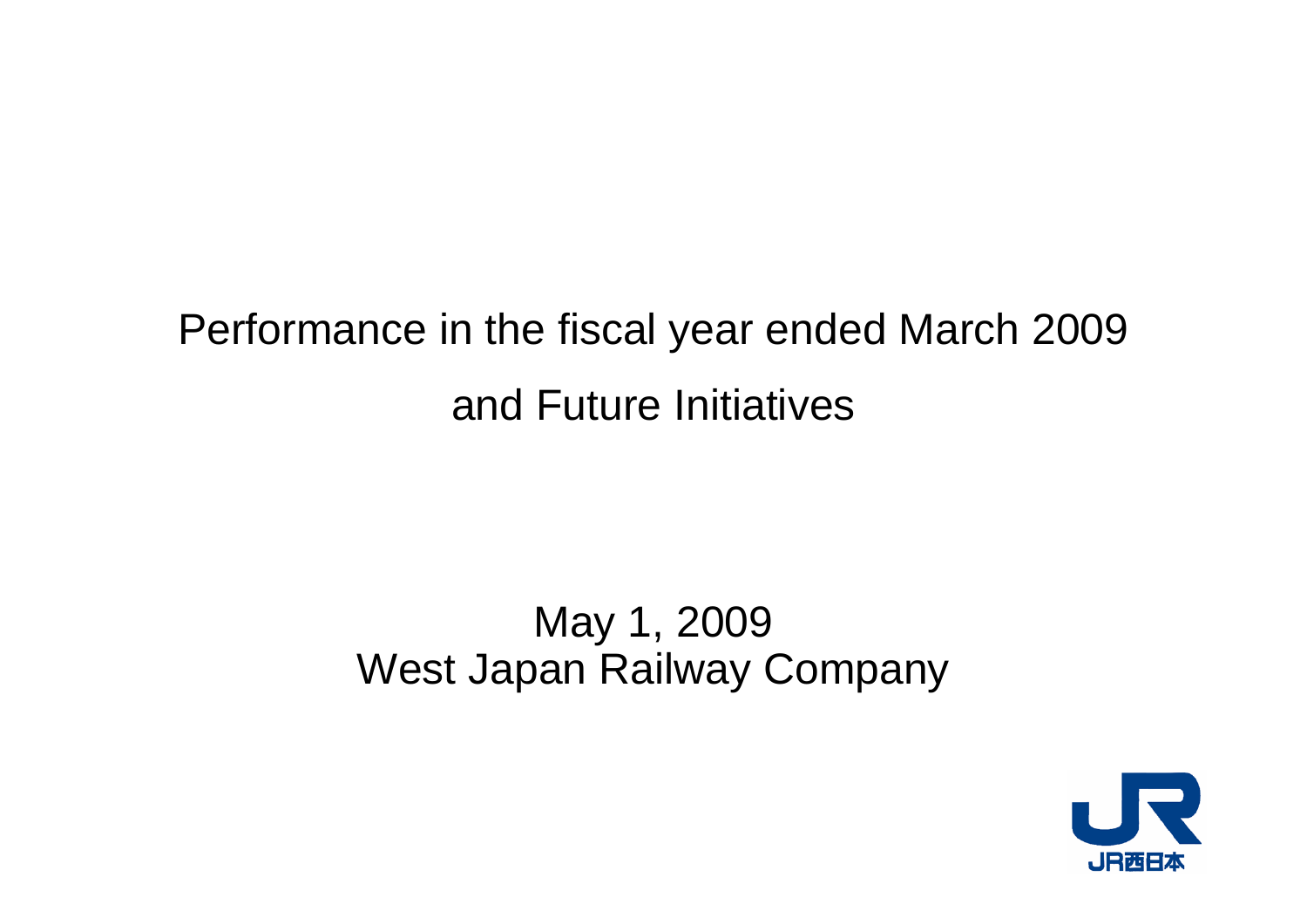# Performance in the fiscal year ended March 2009 and Future Initiatives

May 1, 2009
West Japan Railway Company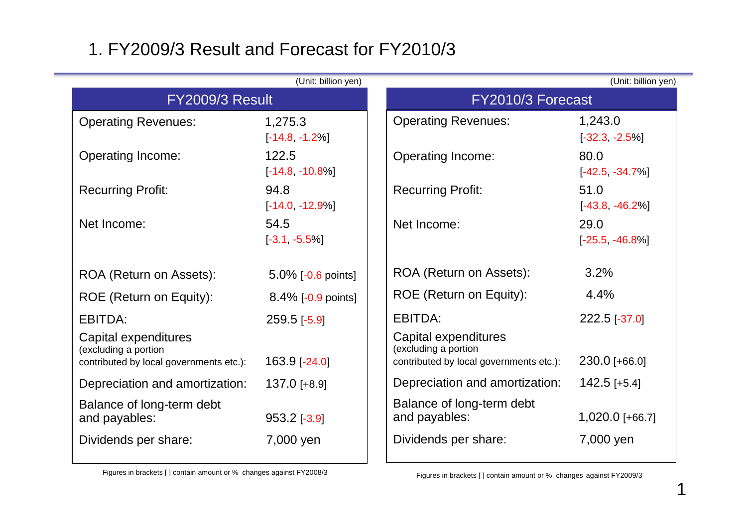# 1. FY2009/3 Result and Forecast for FY2010/3

(Unit: billion yen)

| FY2009/3 Result | |
|---|---|
| Operating Revenues: | 1,275.3 [-14.8, -1.2%] |
| Operating Income: | 122.5 [-14.8, -10.8%] |
| Recurring Profit: | 94.8 [-14.0, -12.9%] |
| Net Income: | 54.5 [-3.1, -5.5%] |
| ROA (Return on Assets): | 5.0% [-0.6 points] |
| ROE (Return on Equity): | 8.4% [-0.9 points] |
| EBITDA: | 259.5 [-5.9] |
| Capital expenditures (excluding a portion contributed by local governments etc.): | 163.9 [-24.0] |
| Depreciation and amortization: | 137.0 [+8.9] |
| Balance of long-term debt and payables: | 953.2 [-3.9] |
| Dividends per share: | 7,000 yen |

Figures in brackets [ ] contain amount or % changes against FY2008/3

(Unit: billion yen)

| FY2010/3 Forecast | |
|---|---|
| Operating Revenues: | 1,243.0 [-32.3, -2.5%] |
| Operating Income: | 80.0 [-42.5, -34.7%] |
| Recurring Profit: | 51.0 [-43.8, -46.2%] |
| Net Income: | 29.0 [-25.5, -46.8%] |
| ROA (Return on Assets): | 3.2% |
| ROE (Return on Equity): | 4.4% |
| EBITDA: | 222.5 [-37.0] |
| Capital expenditures (excluding a portion contributed by local governments etc.): | 230.0 [+66.0] |
| Depreciation and amortization: | 142.5 [+5.4] |
| Balance of long-term debt and payables: | 1,020.0 [+66.7] |
| Dividends per share: | 7,000 yen |

Figures in brackets [ ] contain amount or % changes against FY2009/3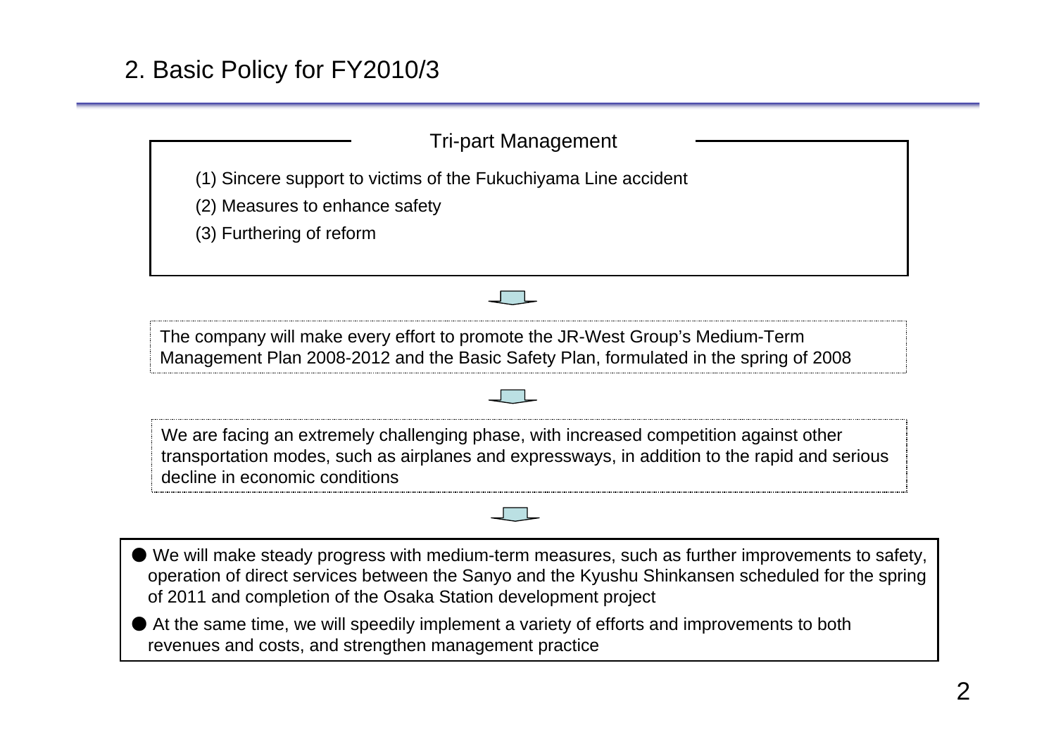## 2. Basic Policy for FY2010/3

### Tri-part Management

(1) Sincere support to victims of the Fukuchiyama Line accident

(2) Measures to enhance safety

(3) Furthering of reform

The company will make every effort to promote the JR-West Group's Medium-Term Management Plan 2008-2012 and the Basic Safety Plan, formulated in the spring of 2008

We are facing an extremely challenging phase, with increased competition against other transportation modes, such as airplanes and expressways, in addition to the rapid and serious decline in economic conditions

- We will make steady progress with medium-term measures, such as further improvements to safety, operation of direct services between the Sanyo and the Kyushu Shinkansen scheduled for the spring of 2011 and completion of the Osaka Station development project
- At the same time, we will speedily implement a variety of efforts and improvements to both revenues and costs, and strengthen management practice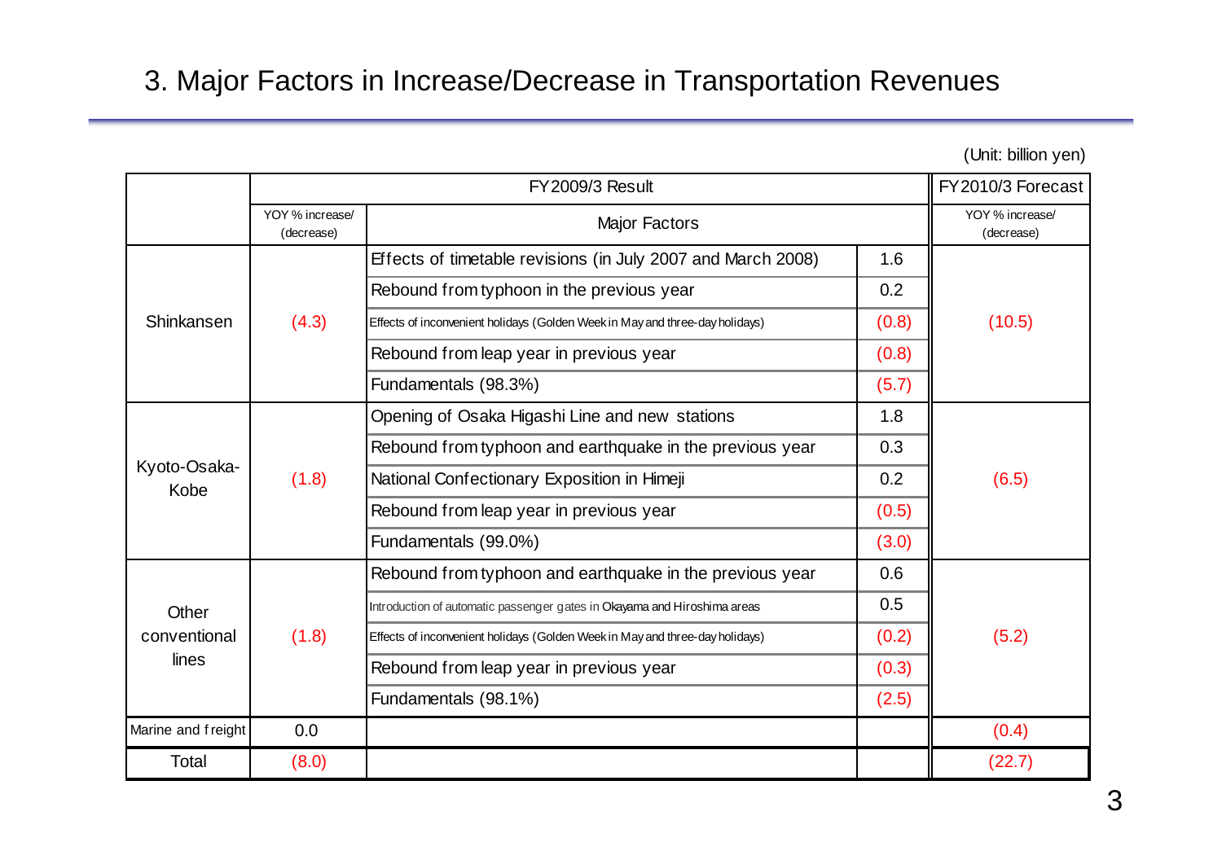# 3. Major Factors in Increase/Decrease in Transportation Revenues

(Unit: billion yen)

| | FY2009/3 Result | | | FY2010/3 Forecast |
|---|---|---|---|---|
| | YOY % increase/ (decrease) | Major Factors | | YOY % increase/ (decrease) |
| Shinkansen | (4.3) | Effects of timetable revisions (in July 2007 and March 2008) | 1.6 | (10.5) |
| | | Rebound from typhoon in the previous year | 0.2 | |
| | | Effects of inconvenient holidays (Golden Week in May and three-day holidays) | (0.8) | |
| | | Rebound from leap year in previous year | (0.8) | |
| | | Fundamentals (98.3%) | (5.7) | |
| Kyoto-Osaka-Kobe | (1.8) | Opening of Osaka Higashi Line and new stations | 1.8 | (6.5) |
| | | Rebound from typhoon and earthquake in the previous year | 0.3 | |
| | | National Confectionary Exposition in Himeji | 0.2 | |
| | | Rebound from leap year in previous year | (0.5) | |
| | | Fundamentals (99.0%) | (3.0) | |
| Other conventional lines | (1.8) | Rebound from typhoon and earthquake in the previous year | 0.6 | (5.2) |
| | | Introduction of automatic passenger gates in Okayama and Hiroshima areas | 0.5 | |
| | | Effects of inconvenient holidays (Golden Week in May and three-day holidays) | (0.2) | |
| | | Rebound from leap year in previous year | (0.3) | |
| | | Fundamentals (98.1%) | (2.5) | |
| Marine and freight | 0.0 | | | (0.4) |
| Total | (8.0) | | | (22.7) |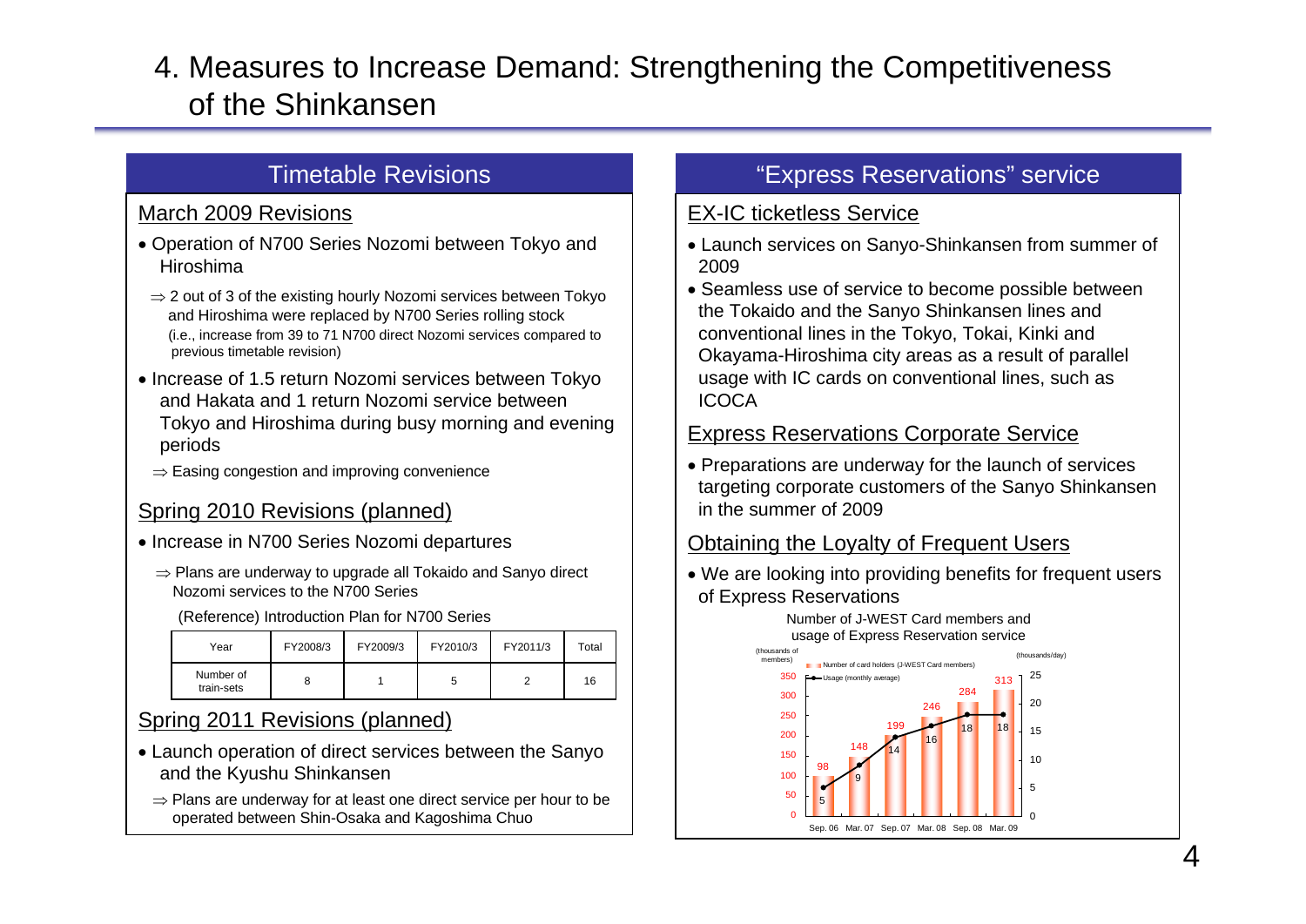# 4. Measures to Increase Demand: Strengthening the Competitiveness of the Shinkansen

## Timetable Revisions

### March 2009 Revisions

- Operation of N700 Series Nozomi between Tokyo and Hiroshima
  - ⇒ 2 out of 3 of the existing hourly Nozomi services between Tokyo and Hiroshima were replaced by N700 Series rolling stock (i.e., increase from 39 to 71 N700 direct Nozomi services compared to previous timetable revision)
- Increase of 1.5 return Nozomi services between Tokyo and Hakata and 1 return Nozomi service between Tokyo and Hiroshima during busy morning and evening periods
  - ⇒ Easing congestion and improving convenience

### Spring 2010 Revisions (planned)

- Increase in N700 Series Nozomi departures
  - ⇒ Plans are underway to upgrade all Tokaido and Sanyo direct Nozomi services to the N700 Series

(Reference) Introduction Plan for N700 Series

| Year | FY2008/3 | FY2009/3 | FY2010/3 | FY2011/3 | Total |
|---|---|---|---|---|---|
| Number of train-sets | 8 | 1 | 5 | 2 | 16 |

### Spring 2011 Revisions (planned)

- Launch operation of direct services between the Sanyo and the Kyushu Shinkansen
  - ⇒ Plans are underway for at least one direct service per hour to be operated between Shin-Osaka and Kagoshima Chuo

## "Express Reservations" service

### EX-IC ticketless Service

- Launch services on Sanyo-Shinkansen from summer of 2009
- Seamless use of service to become possible between the Tokaido and the Sanyo Shinkansen lines and conventional lines in the Tokyo, Tokai, Kinki and Okayama-Hiroshima city areas as a result of parallel usage with IC cards on conventional lines, such as ICOCA

### Express Reservations Corporate Service

- Preparations are underway for the launch of services targeting corporate customers of the Sanyo Shinkansen in the summer of 2009

### Obtaining the Loyalty of Frequent Users

- We are looking into providing benefits for frequent users of Express Reservations

Number of J-WEST Card members and usage of Express Reservation service

| | Sep. 06 | Mar. 07 | Sep. 07 | Mar. 08 | Sep. 08 | Mar. 09 |
|---|---|---|---|---|---|---|
| Number of card holders (J-WEST Card members) (thousands of members) | 98 | 148 | 199 | 246 | 284 | 313 |
| Usage (monthly average) (thousands/day) | 5 | 9 | 14 | 16 | 18 | 18 |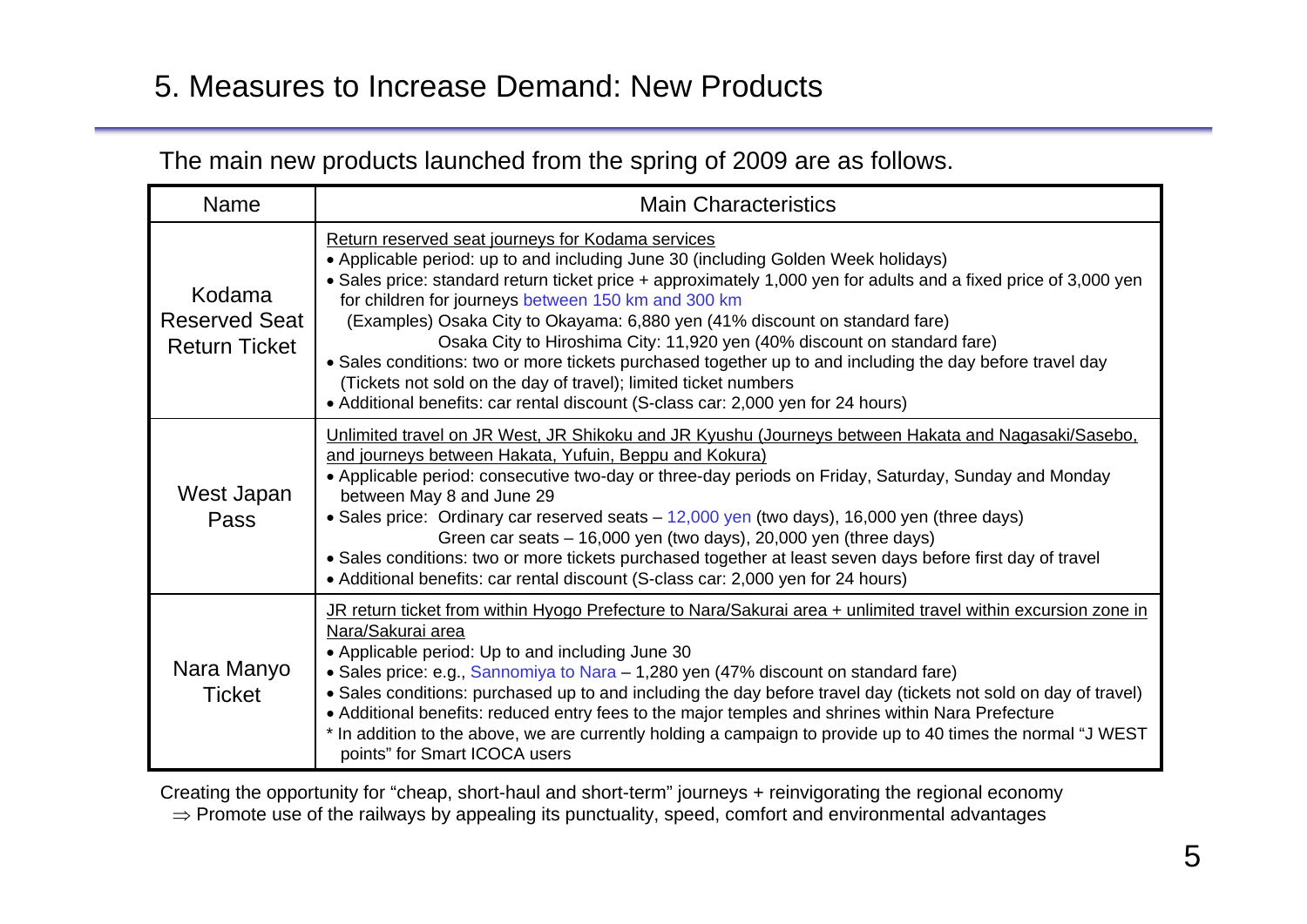# 5. Measures to Increase Demand: New Products

The main new products launched from the spring of 2009 are as follows.

| Name | Main Characteristics |
|---|---|
| Kodama Reserved Seat Return Ticket | Return reserved seat journeys for Kodama services<br>• Applicable period: up to and including June 30 (including Golden Week holidays)<br>• Sales price: standard return ticket price + approximately 1,000 yen for adults and a fixed price of 3,000 yen for children for journeys between 150 km and 300 km<br>(Examples) Osaka City to Okayama: 6,880 yen (41% discount on standard fare)<br>Osaka City to Hiroshima City: 11,920 yen (40% discount on standard fare)<br>• Sales conditions: two or more tickets purchased together up to and including the day before travel day (Tickets not sold on the day of travel); limited ticket numbers<br>• Additional benefits: car rental discount (S-class car: 2,000 yen for 24 hours) |
| West Japan Pass | Unlimited travel on JR West, JR Shikoku and JR Kyushu (Journeys between Hakata and Nagasaki/Sasebo, and journeys between Hakata, Yufuin, Beppu and Kokura)<br>• Applicable period: consecutive two-day or three-day periods on Friday, Saturday, Sunday and Monday between May 8 and June 29<br>• Sales price: Ordinary car reserved seats – 12,000 yen (two days), 16,000 yen (three days)<br>Green car seats – 16,000 yen (two days), 20,000 yen (three days)<br>• Sales conditions: two or more tickets purchased together at least seven days before first day of travel<br>• Additional benefits: car rental discount (S-class car: 2,000 yen for 24 hours) |
| Nara Manyo Ticket | JR return ticket from within Hyogo Prefecture to Nara/Sakurai area + unlimited travel within excursion zone in Nara/Sakurai area<br>• Applicable period: Up to and including June 30<br>• Sales price: e.g., Sannomiya to Nara – 1,280 yen (47% discount on standard fare)<br>• Sales conditions: purchased up to and including the day before travel day (tickets not sold on day of travel)<br>• Additional benefits: reduced entry fees to the major temples and shrines within Nara Prefecture<br>* In addition to the above, we are currently holding a campaign to provide up to 40 times the normal "J WEST points" for Smart ICOCA users |

Creating the opportunity for "cheap, short-haul and short-term" journeys + reinvigorating the regional economy

⇒ Promote use of the railways by appealing its punctuality, speed, comfort and environmental advantages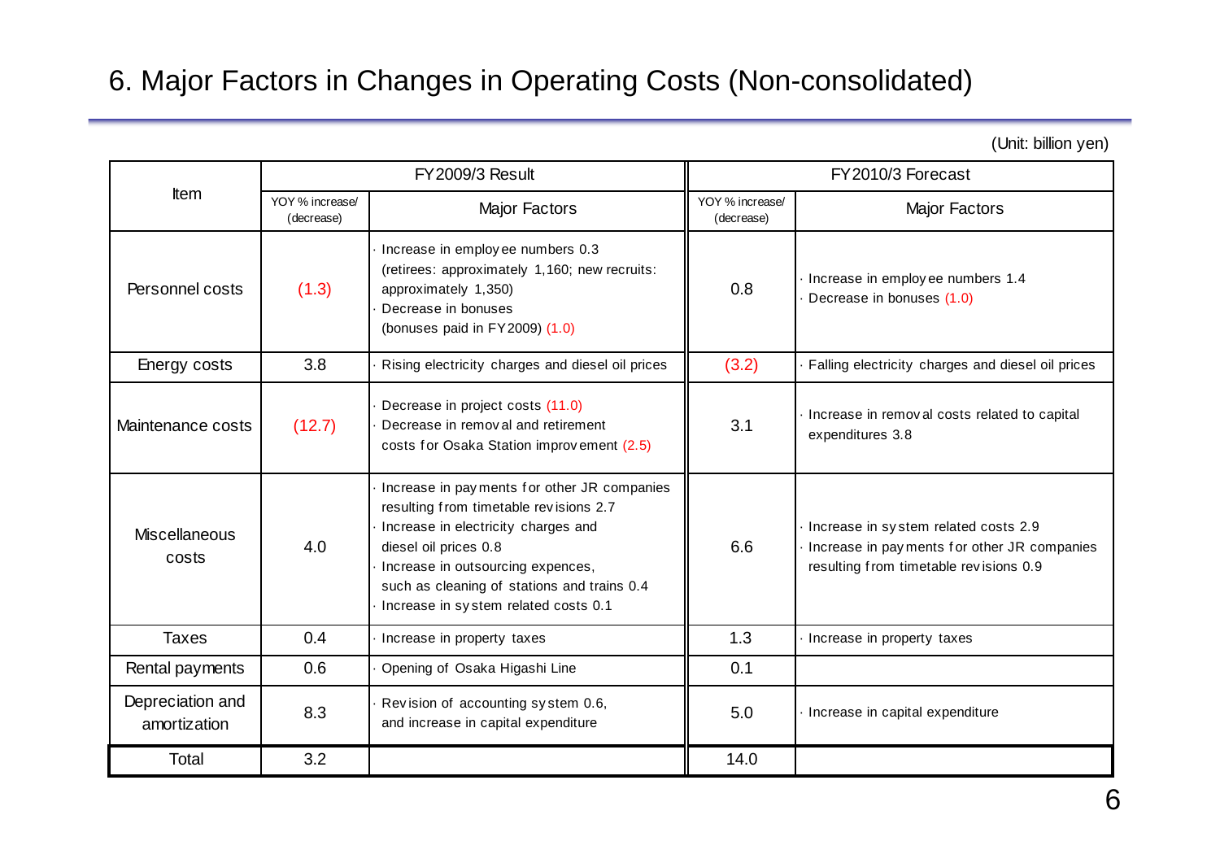# 6. Major Factors in Changes in Operating Costs (Non-consolidated)

(Unit: billion yen)

| Item | FY2009/3 Result | | FY2010/3 Forecast | |
|---|---|---|---|---|
| | YOY % increase/ (decrease) | Major Factors | YOY % increase/ (decrease) | Major Factors |
| Personnel costs | (1.3) | · Increase in employee numbers 0.3 (retirees: approximately 1,160; new recruits: approximately 1,350)<br>· Decrease in bonuses (bonuses paid in FY2009) (1.0) | 0.8 | · Increase in employee numbers 1.4<br>· Decrease in bonuses (1.0) |
| Energy costs | 3.8 | · Rising electricity charges and diesel oil prices | (3.2) | · Falling electricity charges and diesel oil prices |
| Maintenance costs | (12.7) | · Decrease in project costs (11.0)<br>· Decrease in removal and retirement costs for Osaka Station improvement (2.5) | 3.1 | · Increase in removal costs related to capital expenditures 3.8 |
| Miscellaneous costs | 4.0 | · Increase in payments for other JR companies resulting from timetable revisions 2.7<br>· Increase in electricity charges and diesel oil prices 0.8<br>· Increase in outsourcing expences, such as cleaning of stations and trains 0.4<br>· Increase in system related costs 0.1 | 6.6 | · Increase in system related costs 2.9<br>· Increase in payments for other JR companies resulting from timetable revisions 0.9 |
| Taxes | 0.4 | · Increase in property taxes | 1.3 | · Increase in property taxes |
| Rental payments | 0.6 | · Opening of Osaka Higashi Line | 0.1 | |
| Depreciation and amortization | 8.3 | · Revision of accounting system 0.6, and increase in capital expenditure | 5.0 | · Increase in capital expenditure |
| Total | 3.2 | | 14.0 | |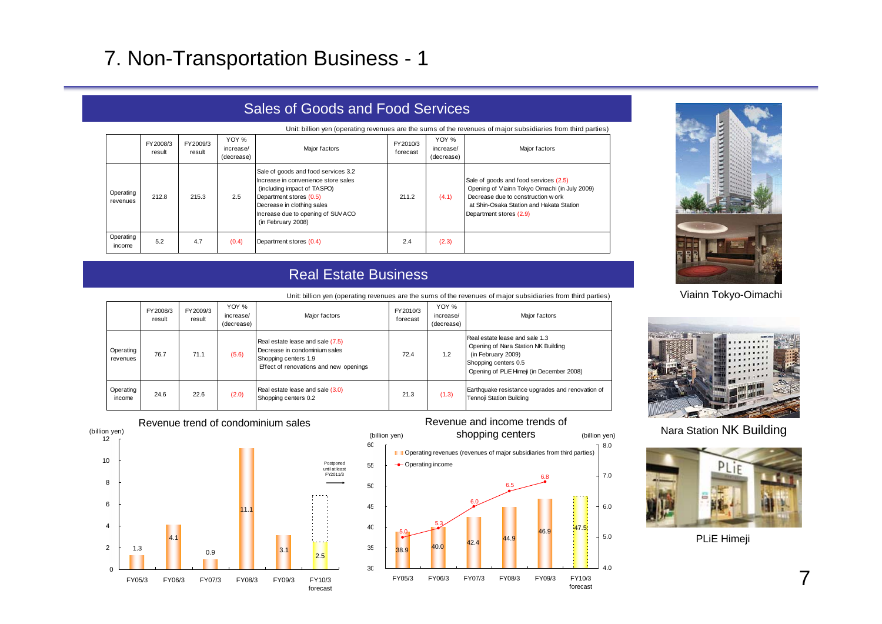# 7. Non-Transportation Business - 1

## Sales of Goods and Food Services

Unit: billion yen (operating revenues are the sums of the revenues of major subsidiaries from third parties)

| | FY2008/3 result | FY2009/3 result | YOY % increase/ (decrease) | Major factors | FY2010/3 forecast | YOY % increase/ (decrease) | Major factors |
|---|---|---|---|---|---|---|---|
| Operating revenues | 212.8 | 215.3 | 2.5 | Sale of goods and food services 3.2<br>Increase in convenience store sales (including impact of TASPO)<br>Department stores (0.5)<br>Decrease in clothing sales<br>Increase due to opening of SUVACO (in February 2008) | 211.2 | (4.1) | Sale of goods and food services (2.5)<br>Opening of Viainn Tokyo Oimachi (in July 2009)<br>Decrease due to construction work at Shin-Osaka Station and Hakata Station<br>Department stores (2.9) |
| Operating income | 5.2 | 4.7 | (0.4) | Department stores (0.4) | 2.4 | (2.3) | |

## Real Estate Business

Unit: billion yen (operating revenues are the sums of the revenues of major subsidiaries from third parties)

| | FY2008/3 result | FY2009/3 result | YOY % increase/ (decrease) | Major factors | FY2010/3 forecast | YOY % increase/ (decrease) | Major factors |
|---|---|---|---|---|---|---|---|
| Operating revenues | 76.7 | 71.1 | (5.6) | Real estate lease and sale (7.5)<br>Decrease in condominium sales<br>Shopping centers 1.9<br>Effect of renovations and new openings | 72.4 | 1.2 | Real estate lease and sale 1.3<br>Opening of Nara Station NK Building (in February 2009)<br>Shopping centers 0.5<br>Opening of PLiE Himeji (in December 2008) |
| Operating income | 24.6 | 22.6 | (2.0) | Real estate lease and sale (3.0)<br>Shopping centers 0.2 | 21.3 | (1.3) | Earthquake resistance upgrades and renovation of Tennoji Station Building |

### Revenue trend of condominium sales

(billion yen)

| FY05/3 | FY06/3 | FY07/3 | FY08/3 | FY09/3 | FY10/3 forecast |
|---|---|---|---|---|---|
| 1.3 | 4.1 | 0.9 | 11.1 | 3.1 | 2.5 |

Postponed until at least FY2011/3

### Revenue and income trends of shopping centers

(billion yen)

| | FY05/3 | FY06/3 | FY07/3 | FY08/3 | FY09/3 | FY10/3 forecast |
|---|---|---|---|---|---|---|
| Operating revenues (revenues of major subsidiaries from third parties) | 38.9 | 40.0 | 42.4 | 44.9 | 46.9 | 47.5 |
| Operating income | 5.0 | 5.3 | 6.0 | 6.5 | 6.8 | |

Viainn Tokyo-Oimachi

Nara Station NK Building

PLiE Himeji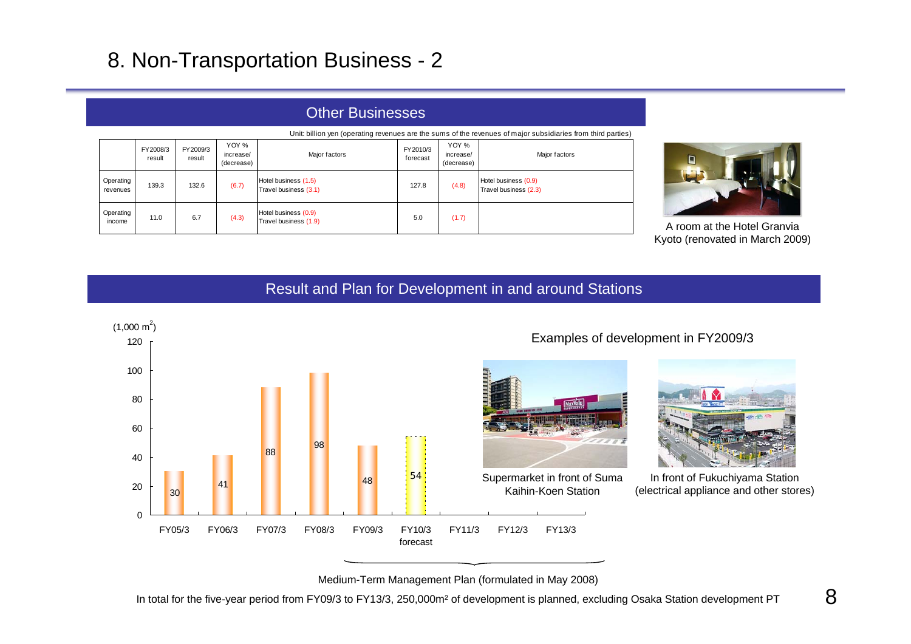# 8. Non-Transportation Business - 2

## Other Businesses

Unit: billion yen (operating revenues are the sums of the revenues of major subsidiaries from third parties)

| | FY2008/3 result | FY2009/3 result | YOY % increase/ (decrease) | Major factors | FY2010/3 forecast | YOY % increase/ (decrease) | Major factors |
|---|---|---|---|---|---|---|---|
| Operating revenues | 139.3 | 132.6 | (6.7) | Hotel business (1.5)<br>Travel business (3.1) | 127.8 | (4.8) | Hotel business (0.9)<br>Travel business (2.3) |
| Operating income | 11.0 | 6.7 | (4.3) | Hotel business (0.9)<br>Travel business (1.9) | 5.0 | (1.7) | |

A room at the Hotel Granvia Kyoto (renovated in March 2009)

## Result and Plan for Development in and around Stations

(1,000 m²)

| FY05/3 | FY06/3 | FY07/3 | FY08/3 | FY09/3 | FY10/3 forecast | FY11/3 | FY12/3 | FY13/3 |
|---|---|---|---|---|---|---|---|---|
| 30 | 41 | 88 | 98 | 48 | 54 | | | |

Medium-Term Management Plan (formulated in May 2008)

Examples of development in FY2009/3

Supermarket in front of Suma Kaihin-Koen Station

In front of Fukuchiyama Station (electrical appliance and other stores)

In total for the five-year period from FY09/3 to FY13/3, 250,000m² of development is planned, excluding Osaka Station development PT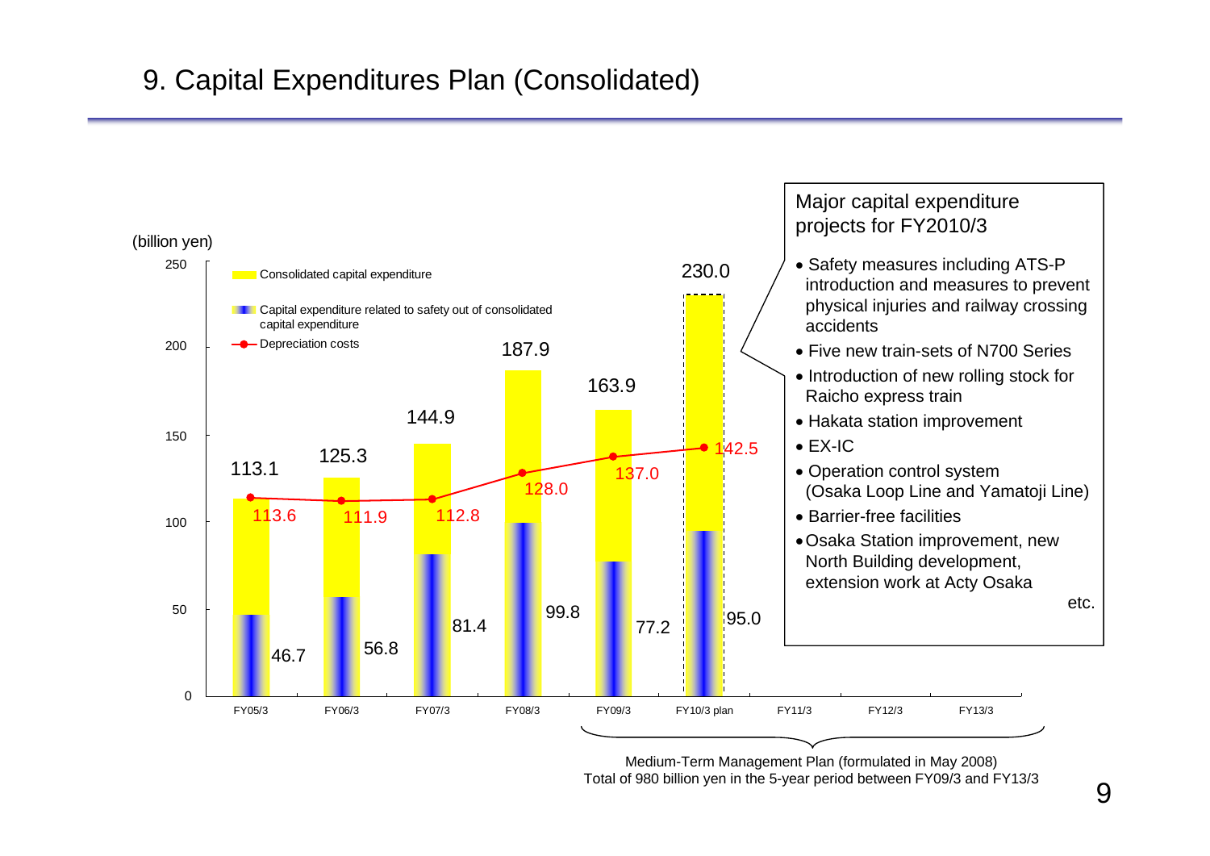# 9. Capital Expenditures Plan (Consolidated)

(billion yen)

| | FY05/3 | FY06/3 | FY07/3 | FY08/3 | FY09/3 | FY10/3 plan | FY11/3 | FY12/3 | FY13/3 |
|---|---|---|---|---|---|---|---|---|---|
| Consolidated capital expenditure | 113.1 | 125.3 | 144.9 | 187.9 | 163.9 | 230.0 | | | |
| Capital expenditure related to safety out of consolidated capital expenditure | 46.7 | 56.8 | 81.4 | 99.8 | 77.2 | 95.0 | | | |
| Depreciation costs | 113.6 | 111.9 | 112.8 | 128.0 | 137.0 | 142.5 | | | |

Medium-Term Management Plan (formulated in May 2008)
Total of 980 billion yen in the 5-year period between FY09/3 and FY13/3

**Major capital expenditure projects for FY2010/3**

- Safety measures including ATS-P introduction and measures to prevent physical injuries and railway crossing accidents
- Five new train-sets of N700 Series
- Introduction of new rolling stock for Raicho express train
- Hakata station improvement
- EX-IC
- Operation control system (Osaka Loop Line and Yamatoji Line)
- Barrier-free facilities
- Osaka Station improvement, new North Building development, extension work at Acty Osaka

etc.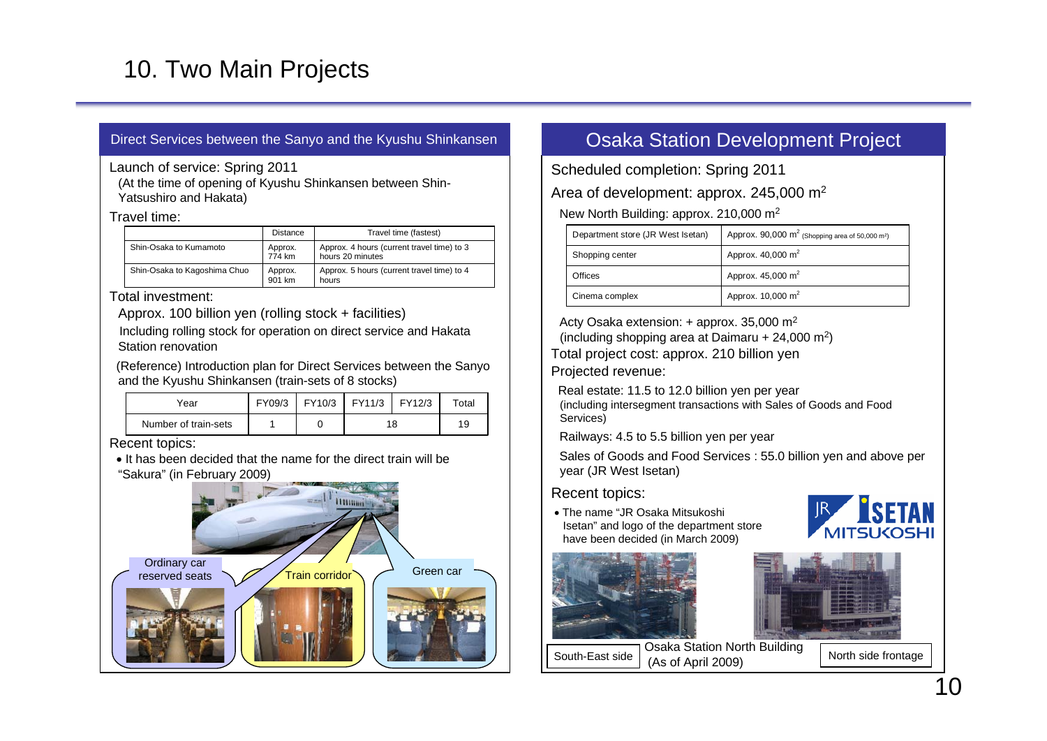# 10. Two Main Projects

## Direct Services between the Sanyo and the Kyushu Shinkansen

Launch of service: Spring 2011

(At the time of opening of Kyushu Shinkansen between Shin-Yatsushiro and Hakata)

Travel time:

| | Distance | Travel time (fastest) |
|---|---|---|
| Shin-Osaka to Kumamoto | Approx. 774 km | Approx. 4 hours (current travel time) to 3 hours 20 minutes |
| Shin-Osaka to Kagoshima Chuo | Approx. 901 km | Approx. 5 hours (current travel time) to 4 hours |

Total investment:

Approx. 100 billion yen (rolling stock + facilities)

Including rolling stock for operation on direct service and Hakata Station renovation

(Reference) Introduction plan for Direct Services between the Sanyo and the Kyushu Shinkansen (train-sets of 8 stocks)

| Year | FY09/3 | FY10/3 | FY11/3 | FY12/3 | Total |
|---|---|---|---|---|---|
| Number of train-sets | 1 | 0 | 18 | | 19 |

Recent topics:

- It has been decided that the name for the direct train will be "Sakura" (in February 2009)

Ordinary car reserved seats

Train corridor

Green car

## Osaka Station Development Project

Scheduled completion: Spring 2011

Area of development: approx. 245,000 m²

New North Building: approx. 210,000 m²

| | |
|---|---|
| Department store (JR West Isetan) | Approx. 90,000 m² (Shopping area of 50,000 m²) |
| Shopping center | Approx. 40,000 m² |
| Offices | Approx. 45,000 m² |
| Cinema complex | Approx. 10,000 m² |

Acty Osaka extension: + approx. 35,000 m²

(including shopping area at Daimaru + 24,000 m²)

Total project cost: approx. 210 billion yen

Projected revenue:

Real estate: 11.5 to 12.0 billion yen per year

(including intersegment transactions with Sales of Goods and Food Services)

Railways: 4.5 to 5.5 billion yen per year

Sales of Goods and Food Services : 55.0 billion yen and above per year (JR West Isetan)

Recent topics:

- The name "JR Osaka Mitsukoshi Isetan" and logo of the department store have been decided (in March 2009)

South-East side

Osaka Station North Building (As of April 2009)

North side frontage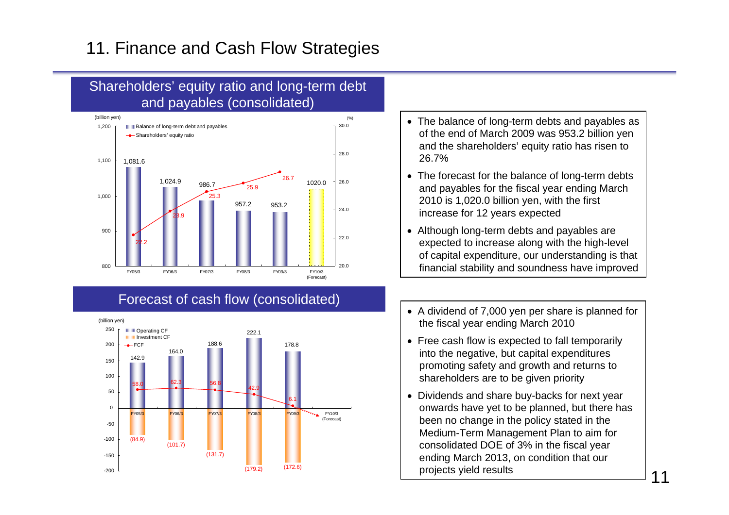# 11. Finance and Cash Flow Strategies

## Shareholders' equity ratio and long-term debt and payables (consolidated)

| | FY05/3 | FY06/3 | FY07/3 | FY08/3 | FY09/3 | FY10/3 (Forecast) |
|---|---|---|---|---|---|---|
| Balance of long-term debt and payables (billion yen) | 1,081.6 | 1,024.9 | 986.7 | 957.2 | 953.2 | 1020.0 |
| Shareholders' equity ratio (%) | 22.2 | 23.9 | 25.3 | 25.9 | 26.7 | |

- The balance of long-term debts and payables as of the end of March 2009 was 953.2 billion yen and the shareholders' equity ratio has risen to 26.7%
- The forecast for the balance of long-term debts and payables for the fiscal year ending March 2010 is 1,020.0 billion yen, with the first increase for 12 years expected
- Although long-term debts and payables are expected to increase along with the high-level of capital expenditure, our understanding is that financial stability and soundness have improved

## Forecast of cash flow (consolidated)

(billion yen)

| | FY05/3 | FY06/3 | FY07/3 | FY08/3 | FY09/3 | FY10/3 (Forecast) |
|---|---|---|---|---|---|---|
| Operating CF | 142.9 | 164.0 | 188.6 | 222.1 | 178.8 | |
| Investment CF | (84.9) | (101.7) | (131.7) | (179.2) | (172.6) | |
| FCF | 58.0 | 62.3 | 56.8 | 42.9 | 6.1 | |

- A dividend of 7,000 yen per share is planned for the fiscal year ending March 2010
- Free cash flow is expected to fall temporarily into the negative, but capital expenditures promoting safety and growth and returns to shareholders are to be given priority
- Dividends and share buy-backs for next year onwards have yet to be planned, but there has been no change in the policy stated in the Medium-Term Management Plan to aim for consolidated DOE of 3% in the fiscal year ending March 2013, on condition that our projects yield results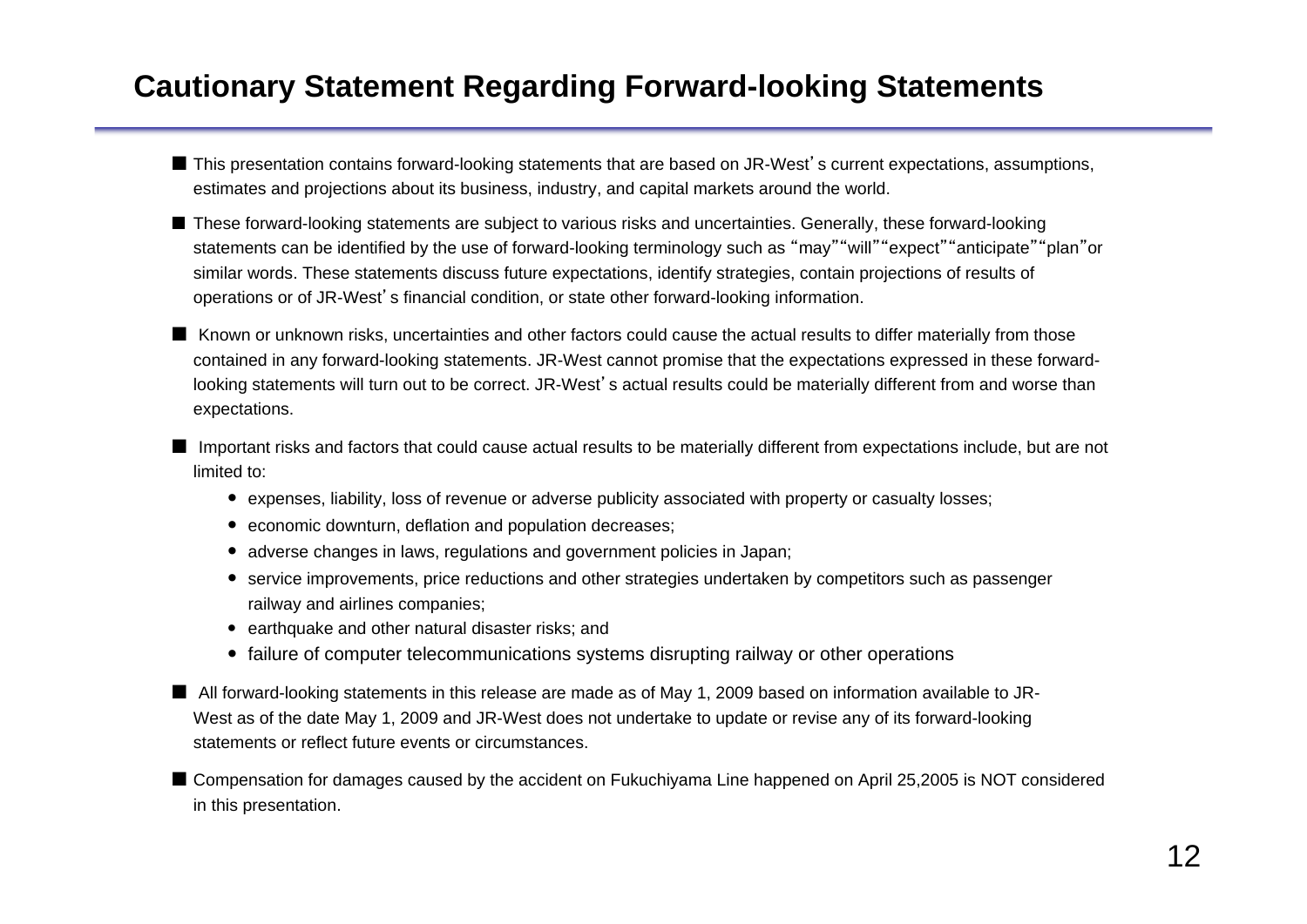# Cautionary Statement Regarding Forward-looking Statements

- This presentation contains forward-looking statements that are based on JR-West's current expectations, assumptions, estimates and projections about its business, industry, and capital markets around the world.
- These forward-looking statements are subject to various risks and uncertainties. Generally, these forward-looking statements can be identified by the use of forward-looking terminology such as "may" "will" "expect" "anticipate" "plan" or similar words. These statements discuss future expectations, identify strategies, contain projections of results of operations or of JR-West's financial condition, or state other forward-looking information.
- Known or unknown risks, uncertainties and other factors could cause the actual results to differ materially from those contained in any forward-looking statements. JR-West cannot promise that the expectations expressed in these forward-looking statements will turn out to be correct. JR-West's actual results could be materially different from and worse than expectations.
- Important risks and factors that could cause actual results to be materially different from expectations include, but are not limited to:
  - expenses, liability, loss of revenue or adverse publicity associated with property or casualty losses;
  - economic downturn, deflation and population decreases;
  - adverse changes in laws, regulations and government policies in Japan;
  - service improvements, price reductions and other strategies undertaken by competitors such as passenger railway and airlines companies;
  - earthquake and other natural disaster risks; and
  - failure of computer telecommunications systems disrupting railway or other operations
- All forward-looking statements in this release are made as of May 1, 2009 based on information available to JR-West as of the date May 1, 2009 and JR-West does not undertake to update or revise any of its forward-looking statements or reflect future events or circumstances.
- Compensation for damages caused by the accident on Fukuchiyama Line happened on April 25,2005 is NOT considered in this presentation.